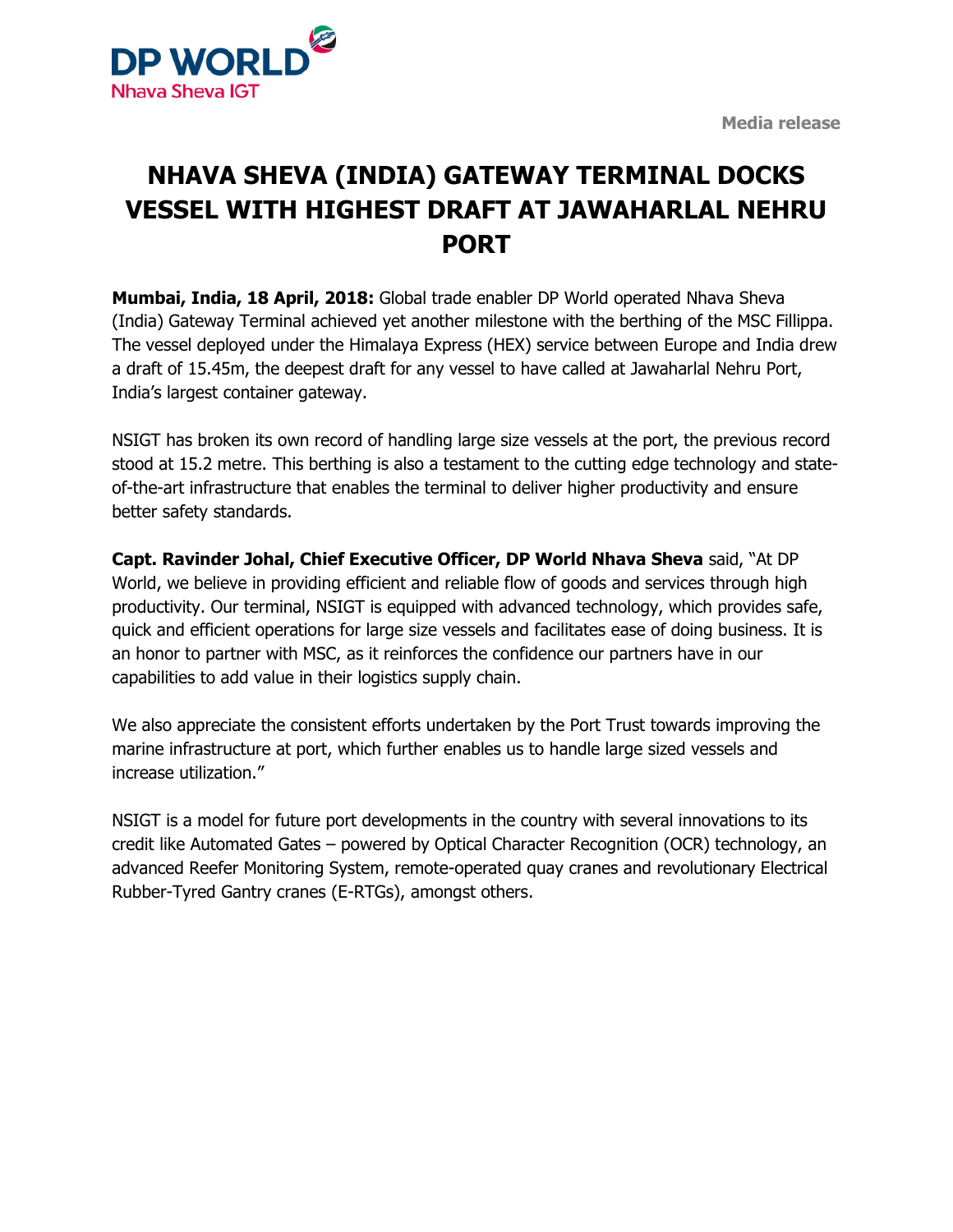DP WORLD
Nhava Sheva IGT

Media release

# NHAVA SHEVA (INDIA) GATEWAY TERMINAL DOCKS VESSEL WITH HIGHEST DRAFT AT JAWAHARLAL NEHRU PORT

**Mumbai, India, 18 April, 2018:** Global trade enabler DP World operated Nhava Sheva (India) Gateway Terminal achieved yet another milestone with the berthing of the MSC Fillippa. The vessel deployed under the Himalaya Express (HEX) service between Europe and India drew a draft of 15.45m, the deepest draft for any vessel to have called at Jawaharlal Nehru Port, India's largest container gateway.

NSIGT has broken its own record of handling large size vessels at the port, the previous record stood at 15.2 metre. This berthing is also a testament to the cutting edge technology and state-of-the-art infrastructure that enables the terminal to deliver higher productivity and ensure better safety standards.

**Capt. Ravinder Johal, Chief Executive Officer, DP World Nhava Sheva** said, "At DP World, we believe in providing efficient and reliable flow of goods and services through high productivity. Our terminal, NSIGT is equipped with advanced technology, which provides safe, quick and efficient operations for large size vessels and facilitates ease of doing business. It is an honor to partner with MSC, as it reinforces the confidence our partners have in our capabilities to add value in their logistics supply chain.

We also appreciate the consistent efforts undertaken by the Port Trust towards improving the marine infrastructure at port, which further enables us to handle large sized vessels and increase utilization."

NSIGT is a model for future port developments in the country with several innovations to its credit like Automated Gates – powered by Optical Character Recognition (OCR) technology, an advanced Reefer Monitoring System, remote-operated quay cranes and revolutionary Electrical Rubber-Tyred Gantry cranes (E-RTGs), amongst others.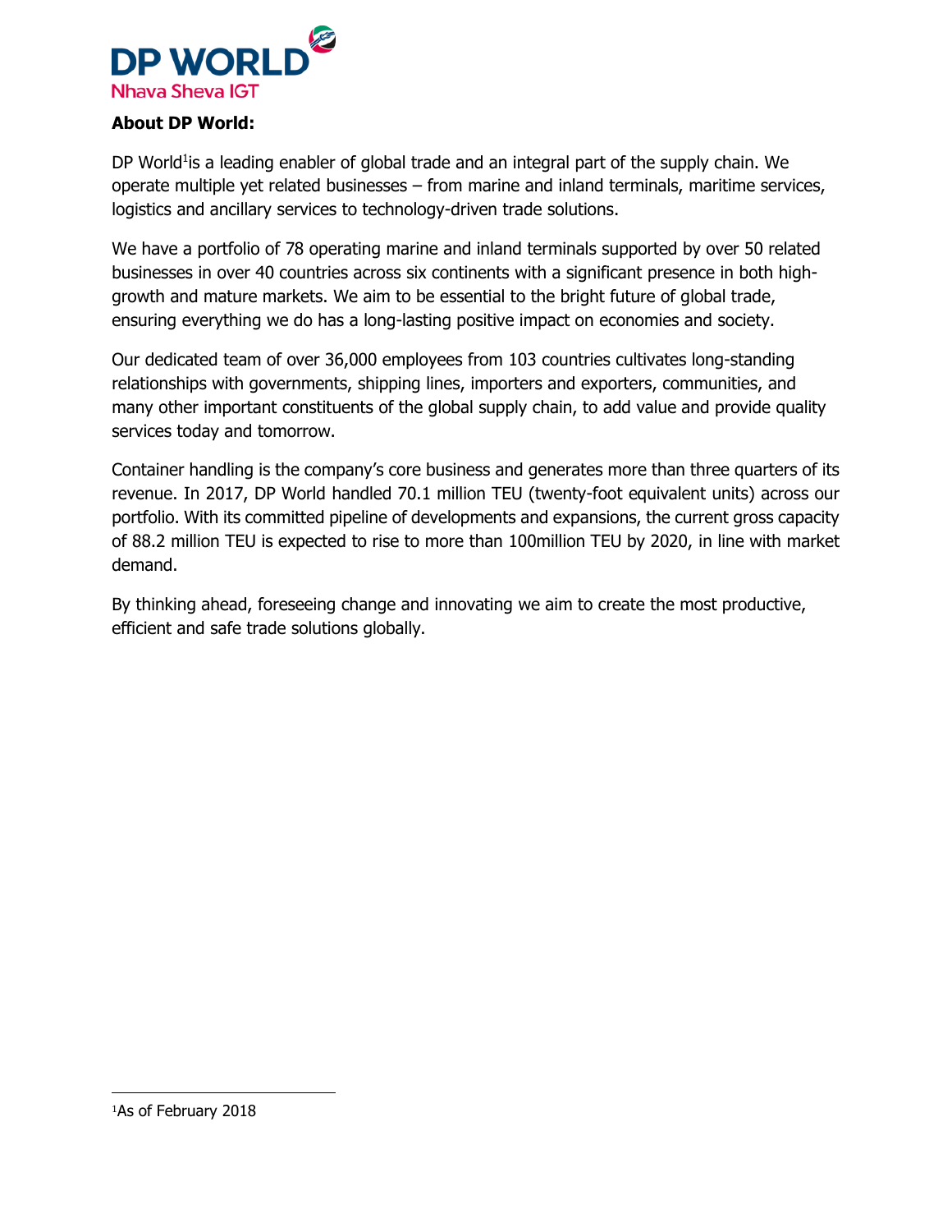DP WORLD
Nhava Sheva IGT

**About DP World:**

DP World[1] is a leading enabler of global trade and an integral part of the supply chain. We operate multiple yet related businesses – from marine and inland terminals, maritime services, logistics and ancillary services to technology-driven trade solutions.

We have a portfolio of 78 operating marine and inland terminals supported by over 50 related businesses in over 40 countries across six continents with a significant presence in both high-growth and mature markets. We aim to be essential to the bright future of global trade, ensuring everything we do has a long-lasting positive impact on economies and society.

Our dedicated team of over 36,000 employees from 103 countries cultivates long-standing relationships with governments, shipping lines, importers and exporters, communities, and many other important constituents of the global supply chain, to add value and provide quality services today and tomorrow.

Container handling is the company's core business and generates more than three quarters of its revenue. In 2017, DP World handled 70.1 million TEU (twenty-foot equivalent units) across our portfolio. With its committed pipeline of developments and expansions, the current gross capacity of 88.2 million TEU is expected to rise to more than 100million TEU by 2020, in line with market demand.

By thinking ahead, foreseeing change and innovating we aim to create the most productive, efficient and safe trade solutions globally.

[1] As of February 2018